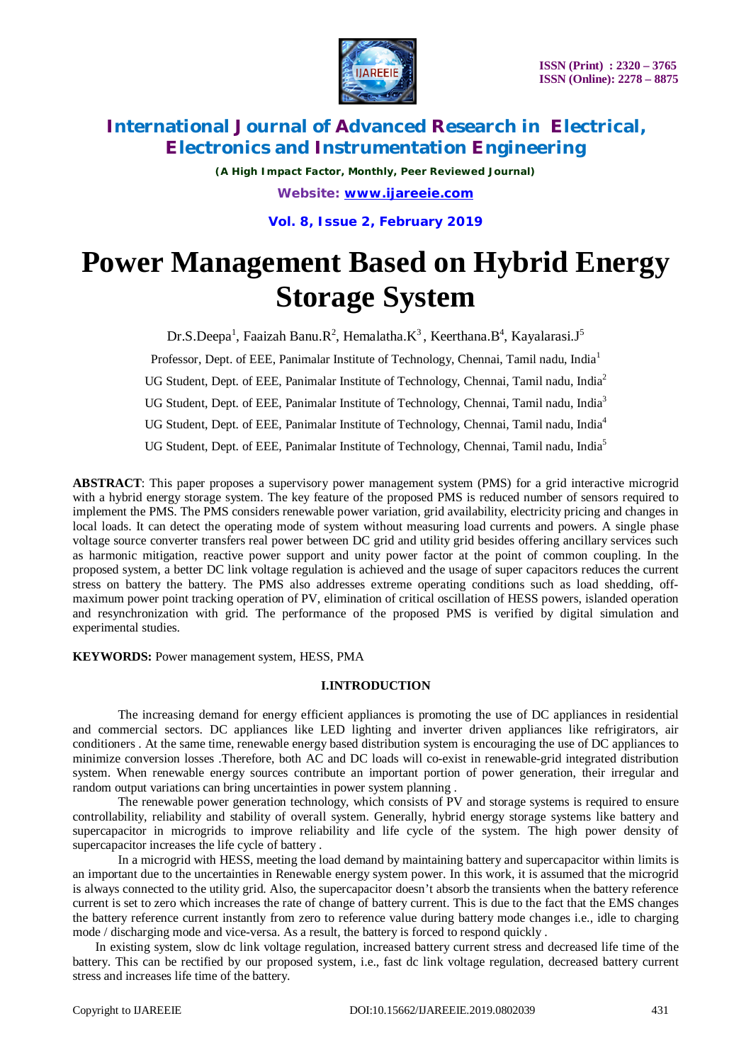# International Journal of Advanced Research in Electrical, Electronics and Instrumentation Engineering

*(A High Impact Factor, Monthly, Peer Reviewed Journal)*

# Power Management Based on Hybrid Energy Storage System

Dr.S.Deepa[1], Faaizah Banu.R[2], Hemalatha.K[3], Keerthana.B[4], Kayalarasi.J[5]

Professor, Dept. of EEE, Panimalar Institute of Technology, Chennai, Tamil nadu, India[1]

UG Student, Dept. of EEE, Panimalar Institute of Technology, Chennai, Tamil nadu, India[2]

UG Student, Dept. of EEE, Panimalar Institute of Technology, Chennai, Tamil nadu, India[3]

UG Student, Dept. of EEE, Panimalar Institute of Technology, Chennai, Tamil nadu, India[4]

UG Student, Dept. of EEE, Panimalar Institute of Technology, Chennai, Tamil nadu, India[5]

**ABSTRACT**: This paper proposes a supervisory power management system (PMS) for a grid interactive microgrid with a hybrid energy storage system. The key feature of the proposed PMS is reduced number of sensors required to implement the PMS. The PMS considers renewable power variation, grid availability, electricity pricing and changes in local loads. It can detect the operating mode of system without measuring load currents and powers. A single phase voltage source converter transfers real power between DC grid and utility grid besides offering ancillary services such as harmonic mitigation, reactive power support and unity power factor at the point of common coupling. In the proposed system, a better DC link voltage regulation is achieved and the usage of super capacitors reduces the current stress on battery the battery. The PMS also addresses extreme operating conditions such as load shedding, off-maximum power point tracking operation of PV, elimination of critical oscillation of HESS powers, islanded operation and resynchronization with grid. The performance of the proposed PMS is verified by digital simulation and experimental studies.

**KEYWORDS:** Power management system, HESS, PMA

## I.INTRODUCTION

The increasing demand for energy efficient appliances is promoting the use of DC appliances in residential and commercial sectors. DC appliances like LED lighting and inverter driven appliances like refrigirators, air conditioners . At the same time, renewable energy based distribution system is encouraging the use of DC appliances to minimize conversion losses .Therefore, both AC and DC loads will co-exist in renewable-grid integrated distribution system. When renewable energy sources contribute an important portion of power generation, their irregular and random output variations can bring uncertainties in power system planning .

The renewable power generation technology, which consists of PV and storage systems is required to ensure controllability, reliability and stability of overall system. Generally, hybrid energy storage systems like battery and supercapacitor in microgrids to improve reliability and life cycle of the system. The high power density of supercapacitor increases the life cycle of battery .

In a microgrid with HESS, meeting the load demand by maintaining battery and supercapacitor within limits is an important due to the uncertainties in Renewable energy system power. In this work, it is assumed that the microgrid is always connected to the utility grid. Also, the supercapacitor doesn't absorb the transients when the battery reference current is set to zero which increases the rate of change of battery current. This is due to the fact that the EMS changes the battery reference current instantly from zero to reference value during battery mode changes i.e., idle to charging mode / discharging mode and vice-versa. As a result, the battery is forced to respond quickly .

In existing system, slow dc link voltage regulation, increased battery current stress and decreased life time of the battery. This can be rectified by our proposed system, i.e., fast dc link voltage regulation, decreased battery current stress and increases life time of the battery.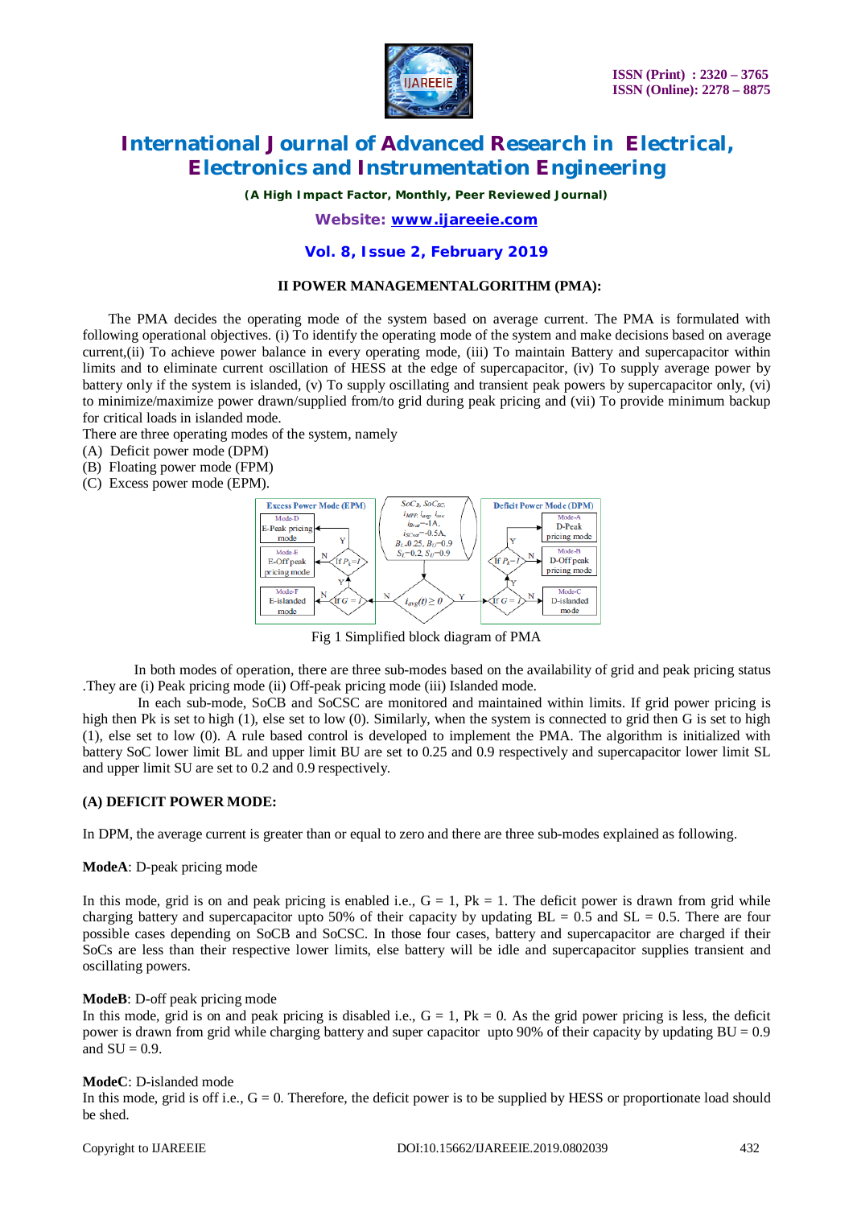## II POWER MANAGEMENTALGORITHM (PMA):

The PMA decides the operating mode of the system based on average current. The PMA is formulated with following operational objectives. (i) To identify the operating mode of the system and make decisions based on average current,(ii) To achieve power balance in every operating mode, (iii) To maintain Battery and supercapacitor within limits and to eliminate current oscillation of HESS at the edge of supercapacitor, (iv) To supply average power by battery only if the system is islanded, (v) To supply oscillating and transient peak powers by supercapacitor only, (vi) to minimize/maximize power drawn/supplied from/to grid during peak pricing and (vii) To provide minimum backup for critical loads in islanded mode.

There are three operating modes of the system, namely

(A) Deficit power mode (DPM)
(B) Floating power mode (FPM)
(C) Excess power mode (EPM).

Fig 1 Simplified block diagram of PMA

In both modes of operation, there are three sub-modes based on the availability of grid and peak pricing status .They are (i) Peak pricing mode (ii) Off-peak pricing mode (iii) Islanded mode.

In each sub-mode, SoCB and SoCSC are monitored and maintained within limits. If grid power pricing is high then Pk is set to high (1), else set to low (0). Similarly, when the system is connected to grid then G is set to high (1), else set to low (0). A rule based control is developed to implement the PMA. The algorithm is initialized with battery SoC lower limit BL and upper limit BU are set to 0.25 and 0.9 respectively and supercapacitor lower limit SL and upper limit SU are set to 0.2 and 0.9 respectively.

### (A) DEFICIT POWER MODE:

In DPM, the average current is greater than or equal to zero and there are three sub-modes explained as following.

**ModeA**: D-peak pricing mode

In this mode, grid is on and peak pricing is enabled i.e., G = 1, Pk = 1. The deficit power is drawn from grid while charging battery and supercapacitor upto 50% of their capacity by updating BL = 0.5 and SL = 0.5. There are four possible cases depending on SoCB and SoCSC. In those four cases, battery and supercapacitor are charged if their SoCs are less than their respective lower limits, else battery will be idle and supercapacitor supplies transient and oscillating powers.

**ModeB**: D-off peak pricing mode
In this mode, grid is on and peak pricing is disabled i.e., G = 1, Pk = 0. As the grid power pricing is less, the deficit power is drawn from grid while charging battery and super capacitor upto 90% of their capacity by updating BU = 0.9 and SU = 0.9.

**ModeC**: D-islanded mode
In this mode, grid is off i.e., G = 0. Therefore, the deficit power is to be supplied by HESS or proportionate load should be shed.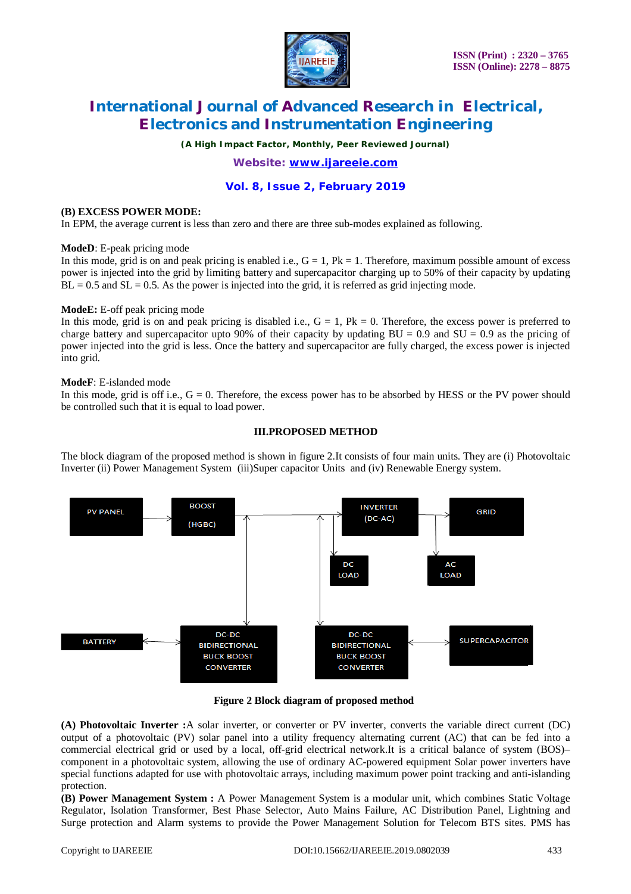**(B) EXCESS POWER MODE:**

In EPM, the average current is less than zero and there are three sub-modes explained as following.

**ModeD**: E-peak pricing mode

In this mode, grid is on and peak pricing is enabled i.e., G = 1, Pk = 1. Therefore, maximum possible amount of excess power is injected into the grid by limiting battery and supercapacitor charging up to 50% of their capacity by updating BL = 0.5 and SL = 0.5. As the power is injected into the grid, it is referred as grid injecting mode.

**ModeE:** E-off peak pricing mode

In this mode, grid is on and peak pricing is disabled i.e., G = 1, Pk = 0. Therefore, the excess power is preferred to charge battery and supercapacitor upto 90% of their capacity by updating BU = 0.9 and SU = 0.9 as the pricing of power injected into the grid is less. Once the battery and supercapacitor are fully charged, the excess power is injected into grid.

**ModeF**: E-islanded mode

In this mode, grid is off i.e., G = 0. Therefore, the excess power has to be absorbed by HESS or the PV power should be controlled such that it is equal to load power.

## III.PROPOSED METHOD

The block diagram of the proposed method is shown in figure 2.It consists of four main units. They are (i) Photovoltaic Inverter (ii) Power Management System (iii)Super capacitor Units and (iv) Renewable Energy system.

PV PANEL → BOOST (HGBC) → INVERTER (DC-AC) → GRID; DC LOAD; AC LOAD; BATTERY ↔ DC-DC BIDIRECTIONAL BUCK BOOST CONVERTER; DC-DC BIDIRECTIONAL BUCK BOOST CONVERTER ↔ SUPERCAPACITOR

**Figure 2 Block diagram of proposed method**

**(A) Photovoltaic Inverter :**A solar inverter, or converter or PV inverter, converts the variable direct current (DC) output of a photovoltaic (PV) solar panel into a utility frequency alternating current (AC) that can be fed into a commercial electrical grid or used by a local, off-grid electrical network.It is a critical balance of system (BOS)–component in a photovoltaic system, allowing the use of ordinary AC-powered equipment Solar power inverters have special functions adapted for use with photovoltaic arrays, including maximum power point tracking and anti-islanding protection.

**(B) Power Management System :** A Power Management System is a modular unit, which combines Static Voltage Regulator, Isolation Transformer, Best Phase Selector, Auto Mains Failure, AC Distribution Panel, Lightning and Surge protection and Alarm systems to provide the Power Management Solution for Telecom BTS sites. PMS has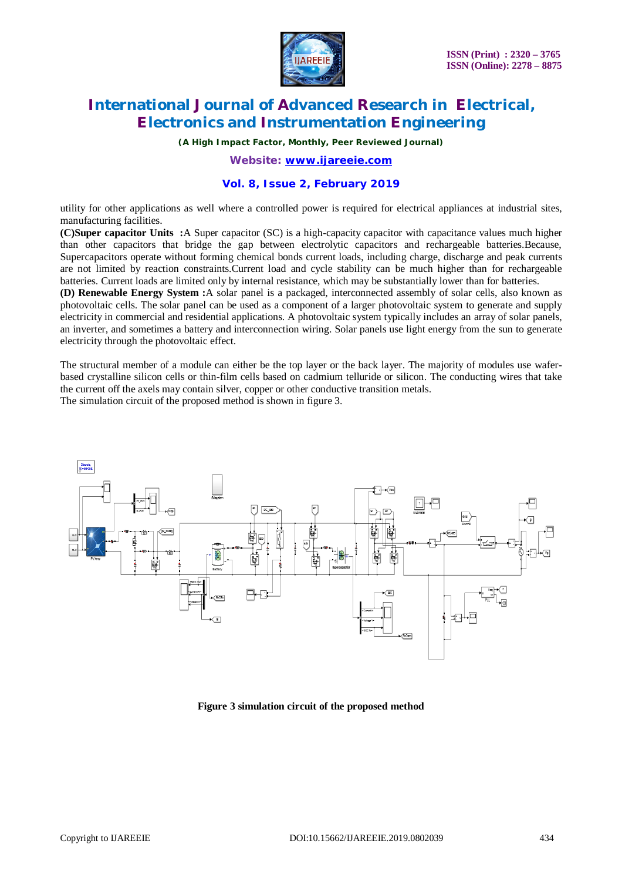utility for other applications as well where a controlled power is required for electrical appliances at industrial sites, manufacturing facilities.

**(C)Super capacitor Units :**A Super capacitor (SC) is a high-capacity capacitor with capacitance values much higher than other capacitors that bridge the gap between electrolytic capacitors and rechargeable batteries.Because, Supercapacitors operate without forming chemical bonds current loads, including charge, discharge and peak currents are not limited by reaction constraints.Current load and cycle stability can be much higher than for rechargeable batteries. Current loads are limited only by internal resistance, which may be substantially lower than for batteries.

**(D) Renewable Energy System :**A solar panel is a packaged, interconnected assembly of solar cells, also known as photovoltaic cells. The solar panel can be used as a component of a larger photovoltaic system to generate and supply electricity in commercial and residential applications. A photovoltaic system typically includes an array of solar panels, an inverter, and sometimes a battery and interconnection wiring. Solar panels use light energy from the sun to generate electricity through the photovoltaic effect.

The structural member of a module can either be the top layer or the back layer. The majority of modules use wafer-based crystalline silicon cells or thin-film cells based on cadmium telluride or silicon. The conducting wires that take the current off the axels may contain silver, copper or other conductive transition metals.

The simulation circuit of the proposed method is shown in figure 3.

**Figure 3 simulation circuit of the proposed method**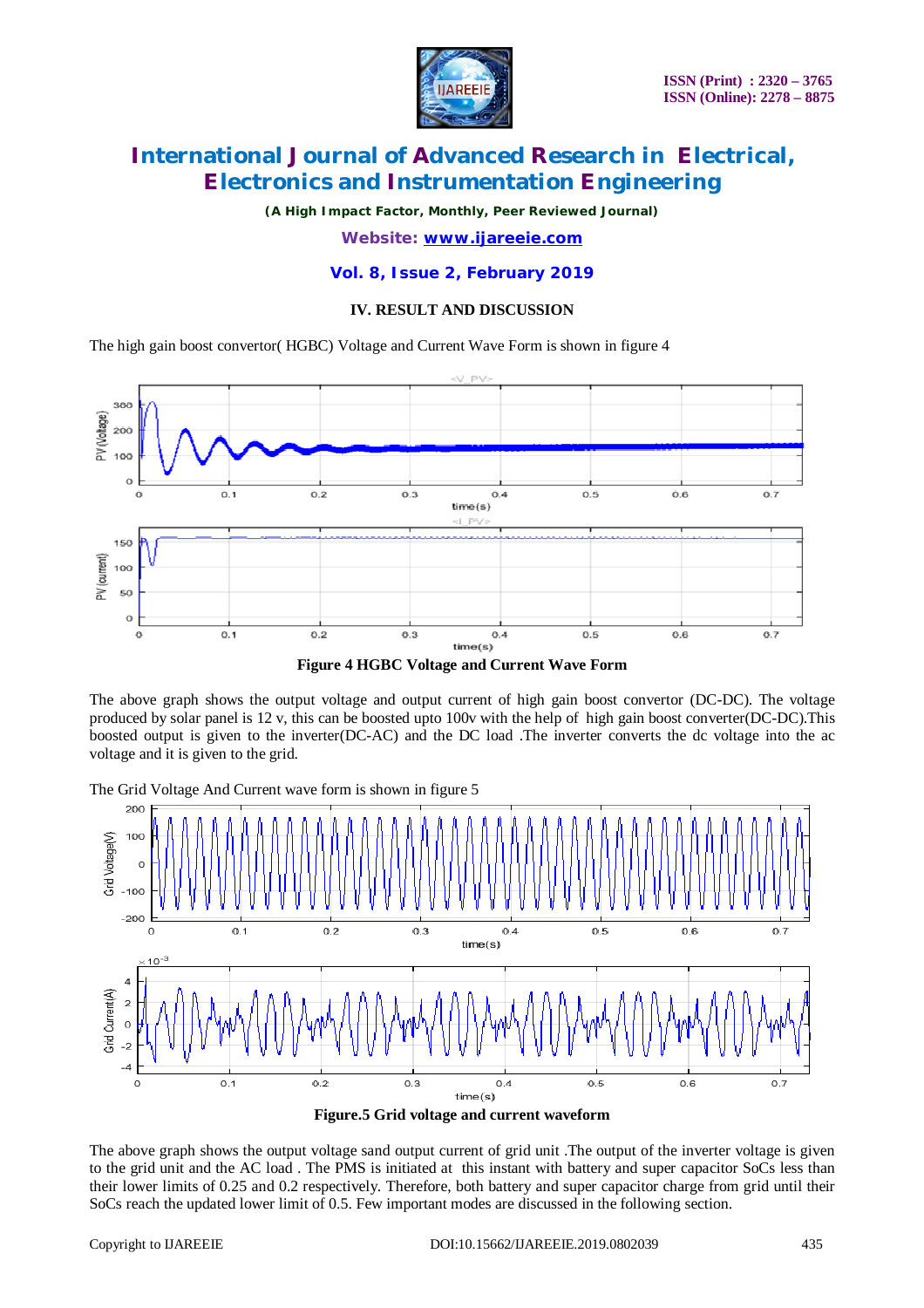## IV. RESULT AND DISCUSSION

The high gain boost convertor( HGBC) Voltage and Current Wave Form is shown in figure 4

Figure 4 HGBC Voltage and Current Wave Form

The above graph shows the output voltage and output current of high gain boost convertor (DC-DC). The voltage produced by solar panel is 12 v, this can be boosted upto 100v with the help of high gain boost converter(DC-DC).This boosted output is given to the inverter(DC-AC) and the DC load .The inverter converts the dc voltage into the ac voltage and it is given to the grid.

The Grid Voltage And Current wave form is shown in figure 5

Figure.5 Grid voltage and current waveform

The above graph shows the output voltage sand output current of grid unit .The output of the inverter voltage is given to the grid unit and the AC load . The PMS is initiated at this instant with battery and super capacitor SoCs less than their lower limits of 0.25 and 0.2 respectively. Therefore, both battery and super capacitor charge from grid until their SoCs reach the updated lower limit of 0.5. Few important modes are discussed in the following section.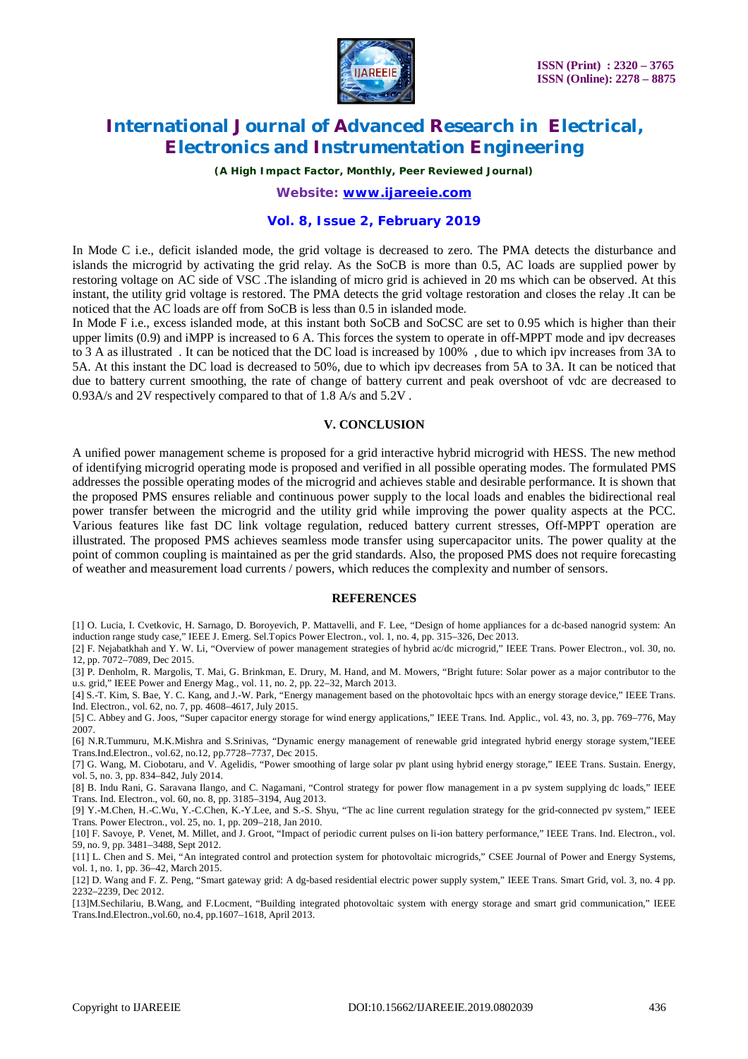In Mode C i.e., deficit islanded mode, the grid voltage is decreased to zero. The PMA detects the disturbance and islands the microgrid by activating the grid relay. As the SoCB is more than 0.5, AC loads are supplied power by restoring voltage on AC side of VSC .The islanding of micro grid is achieved in 20 ms which can be observed. At this instant, the utility grid voltage is restored. The PMA detects the grid voltage restoration and closes the relay .It can be noticed that the AC loads are off from SoCB is less than 0.5 in islanded mode.

In Mode F i.e., excess islanded mode, at this instant both SoCB and SoCSC are set to 0.95 which is higher than their upper limits (0.9) and iMPP is increased to 6 A. This forces the system to operate in off-MPPT mode and ipv decreases to 3 A as illustrated . It can be noticed that the DC load is increased by 100% , due to which ipv increases from 3A to 5A. At this instant the DC load is decreased to 50%, due to which ipv decreases from 5A to 3A. It can be noticed that due to battery current smoothing, the rate of change of battery current and peak overshoot of vdc are decreased to 0.93A/s and 2V respectively compared to that of 1.8 A/s and 5.2V .

## V. CONCLUSION

A unified power management scheme is proposed for a grid interactive hybrid microgrid with HESS. The new method of identifying microgrid operating mode is proposed and verified in all possible operating modes. The formulated PMS addresses the possible operating modes of the microgrid and achieves stable and desirable performance. It is shown that the proposed PMS ensures reliable and continuous power supply to the local loads and enables the bidirectional real power transfer between the microgrid and the utility grid while improving the power quality aspects at the PCC. Various features like fast DC link voltage regulation, reduced battery current stresses, Off-MPPT operation are illustrated. The proposed PMS achieves seamless mode transfer using supercapacitor units. The power quality at the point of common coupling is maintained as per the grid standards. Also, the proposed PMS does not require forecasting of weather and measurement load currents / powers, which reduces the complexity and number of sensors.

## REFERENCES

[1] O. Lucia, I. Cvetkovic, H. Sarnago, D. Boroyevich, P. Mattavelli, and F. Lee, "Design of home appliances for a dc-based nanogrid system: An induction range study case," IEEE J. Emerg. Sel.Topics Power Electron., vol. 1, no. 4, pp. 315–326, Dec 2013.

[2] F. Nejabatkhah and Y. W. Li, "Overview of power management strategies of hybrid ac/dc microgrid," IEEE Trans. Power Electron., vol. 30, no. 12, pp. 7072–7089, Dec 2015.

[3] P. Denholm, R. Margolis, T. Mai, G. Brinkman, E. Drury, M. Hand, and M. Mowers, "Bright future: Solar power as a major contributor to the u.s. grid," IEEE Power and Energy Mag., vol. 11, no. 2, pp. 22–32, March 2013.

[4] S.-T. Kim, S. Bae, Y. C. Kang, and J.-W. Park, "Energy management based on the photovoltaic hpcs with an energy storage device," IEEE Trans. Ind. Electron., vol. 62, no. 7, pp. 4608–4617, July 2015.

[5] C. Abbey and G. Joos, "Super capacitor energy storage for wind energy applications," IEEE Trans. Ind. Applic., vol. 43, no. 3, pp. 769–776, May 2007.

[6] N.R.Tummuru, M.K.Mishra and S.Srinivas, "Dynamic energy management of renewable grid integrated hybrid energy storage system,"IEEE Trans.Ind.Electron., vol.62, no.12, pp.7728–7737, Dec 2015.

[7] G. Wang, M. Ciobotaru, and V. Agelidis, "Power smoothing of large solar pv plant using hybrid energy storage," IEEE Trans. Sustain. Energy, vol. 5, no. 3, pp. 834–842, July 2014.

[8] B. Indu Rani, G. Saravana Ilango, and C. Nagamani, "Control strategy for power flow management in a pv system supplying dc loads," IEEE Trans. Ind. Electron., vol. 60, no. 8, pp. 3185–3194, Aug 2013.

[9] Y.-M.Chen, H.-C.Wu, Y.-C.Chen, K.-Y.Lee, and S.-S. Shyu, "The ac line current regulation strategy for the grid-connected pv system," IEEE Trans. Power Electron., vol. 25, no. 1, pp. 209–218, Jan 2010.

[10] F. Savoye, P. Venet, M. Millet, and J. Groot, "Impact of periodic current pulses on li-ion battery performance," IEEE Trans. Ind. Electron., vol. 59, no. 9, pp. 3481–3488, Sept 2012.

[11] L. Chen and S. Mei, "An integrated control and protection system for photovoltaic microgrids," CSEE Journal of Power and Energy Systems, vol. 1, no. 1, pp. 36–42, March 2015.

[12] D. Wang and F. Z. Peng, "Smart gateway grid: A dg-based residential electric power supply system," IEEE Trans. Smart Grid, vol. 3, no. 4 pp. 2232–2239, Dec 2012.

[13]M.Sechilariu, B.Wang, and F.Locment, "Building integrated photovoltaic system with energy storage and smart grid communication," IEEE Trans.Ind.Electron.,vol.60, no.4, pp.1607–1618, April 2013.